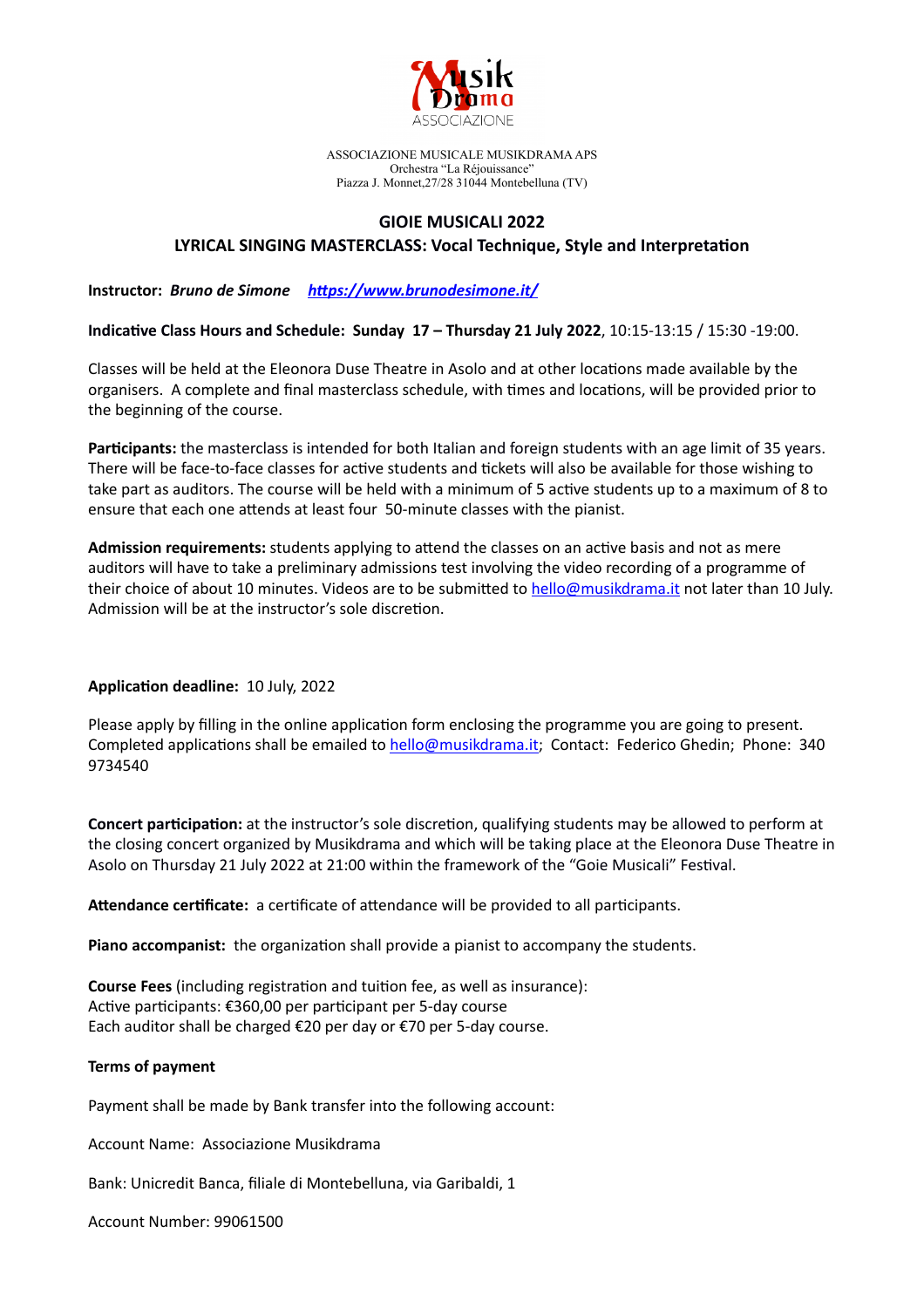ASSOCIAZIONE MUSICALE MUSIKDRAMA APS
Orchestra "La Réjouissance"
Piazza J. Monnet,27/28 31044 Montebelluna (TV)

## GIOIE MUSICALI 2022

## LYRICAL SINGING MASTERCLASS: Vocal Technique, Style and Interpretation

**Instructor:** ***Bruno de Simone*** ***https://www.brunodesimone.it/***

**Indicative Class Hours and Schedule: Sunday 17 – Thursday 21 July 2022**, 10:15-13:15 / 15:30 -19:00.

Classes will be held at the Eleonora Duse Theatre in Asolo and at other locations made available by the organisers. A complete and final masterclass schedule, with times and locations, will be provided prior to the beginning of the course.

**Participants:** the masterclass is intended for both Italian and foreign students with an age limit of 35 years. There will be face-to-face classes for active students and tickets will also be available for those wishing to take part as auditors. The course will be held with a minimum of 5 active students up to a maximum of 8 to ensure that each one attends at least four 50-minute classes with the pianist.

**Admission requirements:** students applying to attend the classes on an active basis and not as mere auditors will have to take a preliminary admissions test involving the video recording of a programme of their choice of about 10 minutes. Videos are to be submitted to hello@musikdrama.it not later than 10 July. Admission will be at the instructor's sole discretion.

**Application deadline:** 10 July, 2022

Please apply by filling in the online application form enclosing the programme you are going to present. Completed applications shall be emailed to hello@musikdrama.it; Contact: Federico Ghedin; Phone: 340 9734540

**Concert participation:** at the instructor's sole discretion, qualifying students may be allowed to perform at the closing concert organized by Musikdrama and which will be taking place at the Eleonora Duse Theatre in Asolo on Thursday 21 July 2022 at 21:00 within the framework of the "Goie Musicali" Festival.

**Attendance certificate:** a certificate of attendance will be provided to all participants.

**Piano accompanist:** the organization shall provide a pianist to accompany the students.

**Course Fees** (including registration and tuition fee, as well as insurance):
Active participants: €360,00 per participant per 5-day course
Each auditor shall be charged €20 per day or €70 per 5-day course.

**Terms of payment**

Payment shall be made by Bank transfer into the following account:

Account Name: Associazione Musikdrama

Bank: Unicredit Banca, filiale di Montebelluna, via Garibaldi, 1

Account Number: 99061500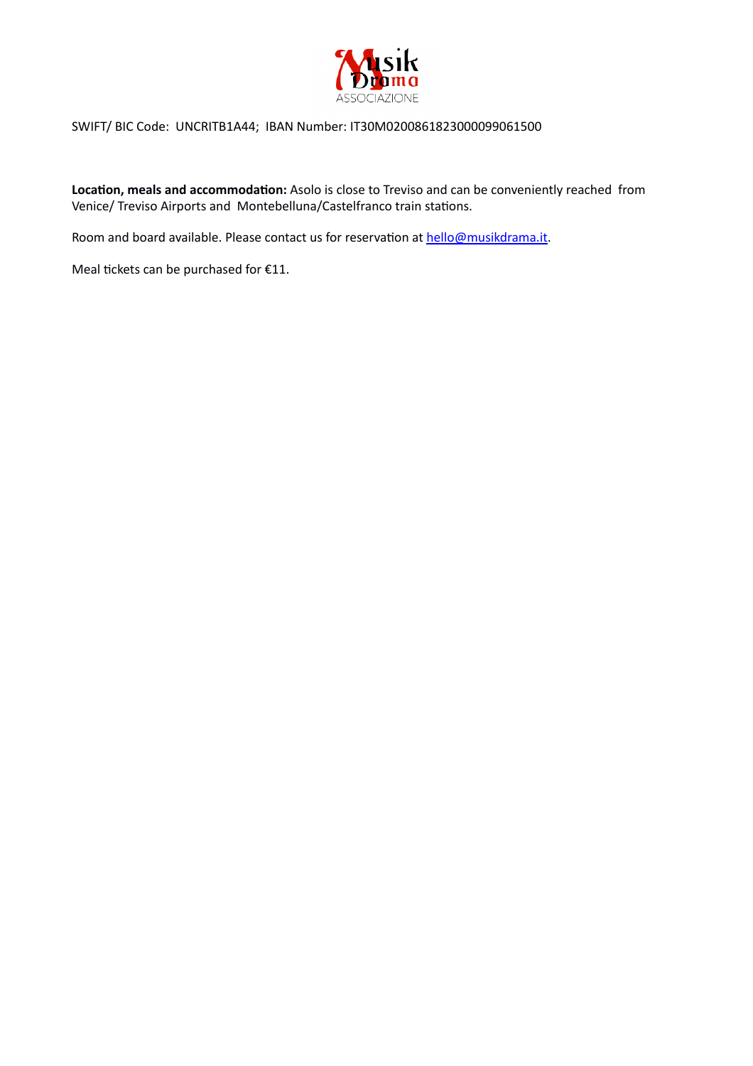SWIFT/ BIC Code: UNCRITB1A44; IBAN Number: IT30M0200861823000099061500

**Location, meals and accommodation:** Asolo is close to Treviso and can be conveniently reached from Venice/ Treviso Airports and Montebelluna/Castelfranco train stations.

Room and board available. Please contact us for reservation at [hello@musikdrama.it](mailto:hello@musikdrama.it).

Meal tickets can be purchased for €11.